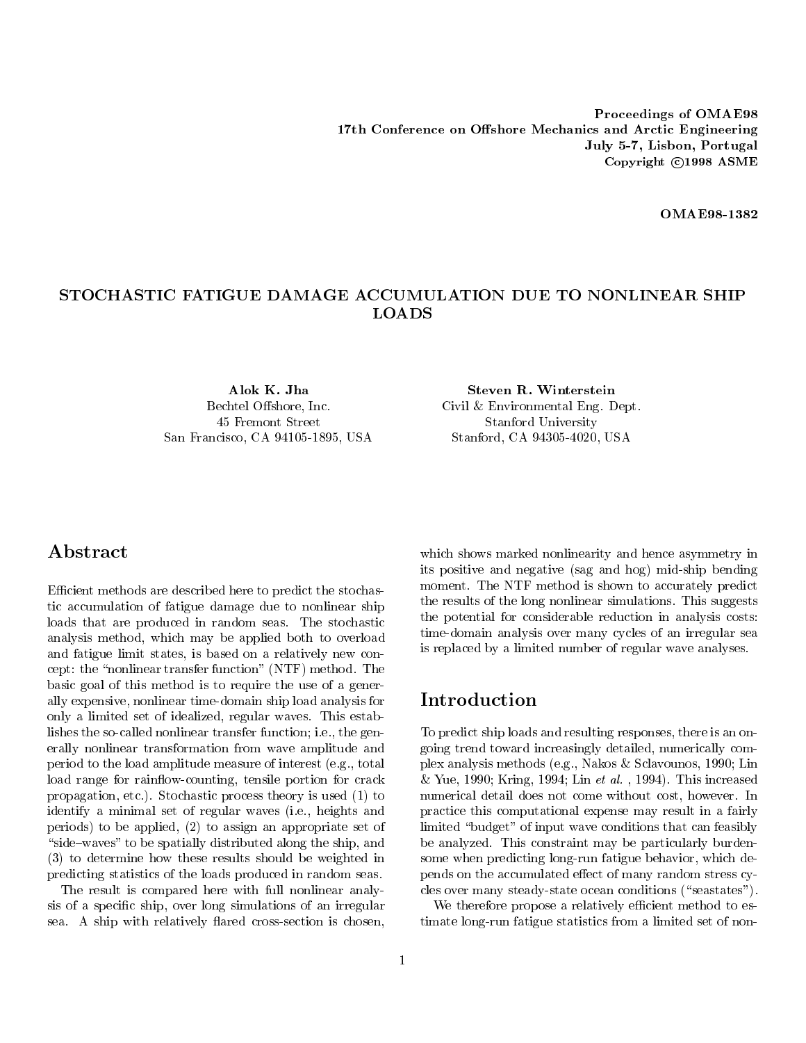Proceedings of OMAE98
17th Conference on Offshore Mechanics and Arctic Engineering
July 5-7, Lisbon, Portugal
Copyright ©1998 ASME

**OMAE98-1382**

# STOCHASTIC FATIGUE DAMAGE ACCUMULATION DUE TO NONLINEAR SHIP LOADS

**Alok K. Jha**
Bechtel Offshore, Inc.
45 Fremont Street
San Francisco, CA 94105-1895, USA

**Steven R. Winterstein**
Civil & Environmental Eng. Dept.
Stanford University
Stanford, CA 94305-4020, USA

## Abstract

Efficient methods are described here to predict the stochastic accumulation of fatigue damage due to nonlinear ship loads that are produced in random seas. The stochastic analysis method, which may be applied both to overload and fatigue limit states, is based on a relatively new concept: the "nonlinear transfer function" (NTF) method. The basic goal of this method is to require the use of a generally expensive, nonlinear time-domain ship load analysis for only a limited set of idealized, regular waves. This establishes the so-called nonlinear transfer function; i.e., the generally nonlinear transformation from wave amplitude and period to the load amplitude measure of interest (e.g., total load range for rainflow-counting, tensile portion for crack propagation, etc.). Stochastic process theory is used (1) to identify a minimal set of regular waves (i.e., heights and periods) to be applied, (2) to assign an appropriate set of "side–waves" to be spatially distributed along the ship, and (3) to determine how these results should be weighted in predicting statistics of the loads produced in random seas.

The result is compared here with full nonlinear analysis of a specific ship, over long simulations of an irregular sea. A ship with relatively flared cross-section is chosen, which shows marked nonlinearity and hence asymmetry in its positive and negative (sag and hog) mid-ship bending moment. The NTF method is shown to accurately predict the results of the long nonlinear simulations. This suggests the potential for considerable reduction in analysis costs: time-domain analysis over many cycles of an irregular sea is replaced by a limited number of regular wave analyses.

## Introduction

To predict ship loads and resulting responses, there is an ongoing trend toward increasingly detailed, numerically complex analysis methods (e.g., Nakos & Sclavounos, 1990; Lin & Yue, 1990; Kring, 1994; Lin *et al.* , 1994). This increased numerical detail does not come without cost, however. In practice this computational expense may result in a fairly limited "budget" of input wave conditions that can feasibly be analyzed. This constraint may be particularly burdensome when predicting long-run fatigue behavior, which depends on the accumulated effect of many random stress cycles over many steady-state ocean conditions ("seastates").

We therefore propose a relatively efficient method to estimate long-run fatigue statistics from a limited set of non-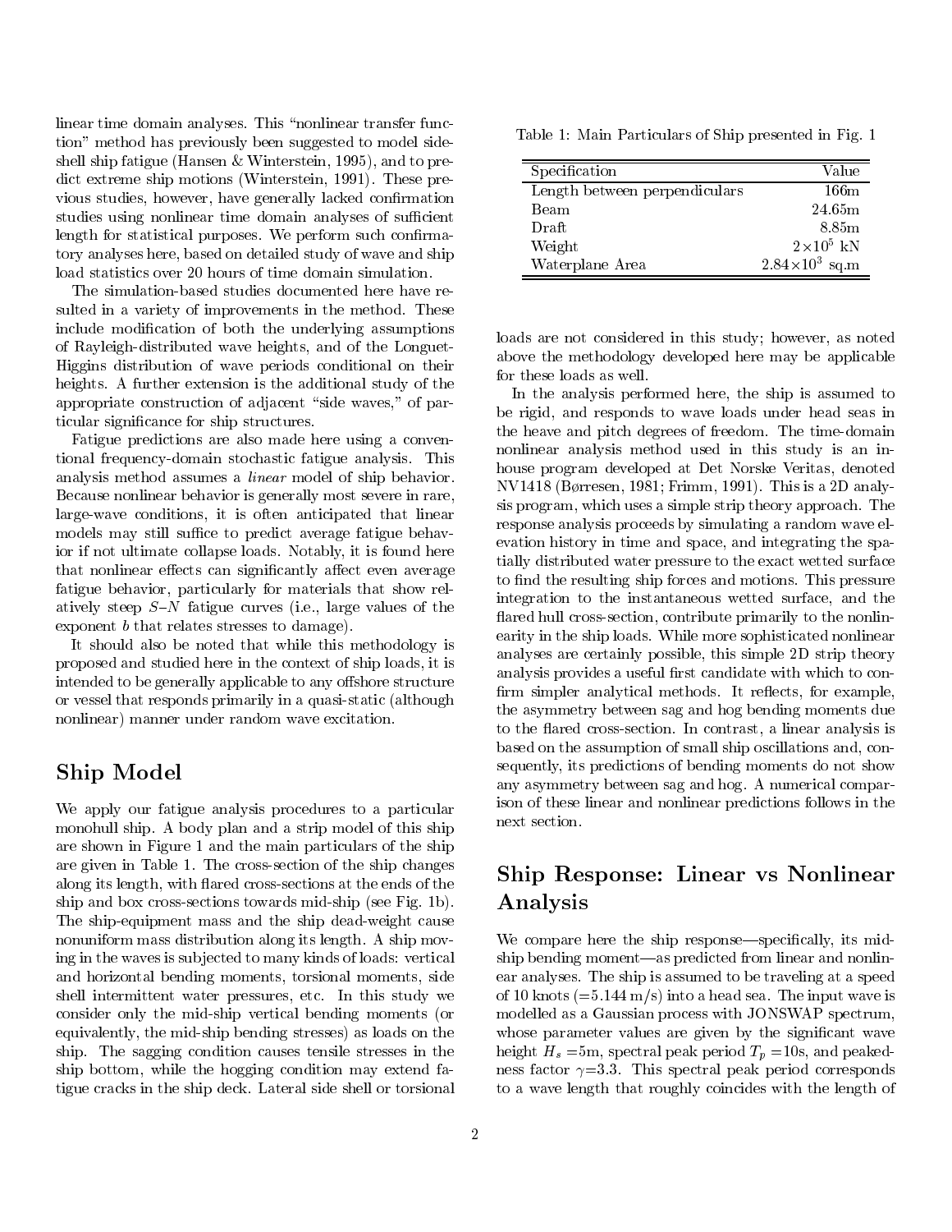linear time domain analyses. This "nonlinear transfer function" method has previously been suggested to model side-shell ship fatigue (Hansen & Winterstein, 1995), and to predict extreme ship motions (Winterstein, 1991). These previous studies, however, have generally lacked confirmation studies using nonlinear time domain analyses of sufficient length for statistical purposes. We perform such confirmatory analyses here, based on detailed study of wave and ship load statistics over 20 hours of time domain simulation.

The simulation-based studies documented here have resulted in a variety of improvements in the method. These include modification of both the underlying assumptions of Rayleigh-distributed wave heights, and of the Longuet-Higgins distribution of wave periods conditional on their heights. A further extension is the additional study of the appropriate construction of adjacent "side waves," of particular significance for ship structures.

Fatigue predictions are also made here using a conventional frequency-domain stochastic fatigue analysis. This analysis method assumes a *linear* model of ship behavior. Because nonlinear behavior is generally most severe in rare, large-wave conditions, it is often anticipated that linear models may still suffice to predict average fatigue behavior if not ultimate collapse loads. Notably, it is found here that nonlinear effects can significantly affect even average fatigue behavior, particularly for materials that show relatively steep $S$–$N$ fatigue curves (i.e., large values of the exponent $b$ that relates stresses to damage).

It should also be noted that while this methodology is proposed and studied here in the context of ship loads, it is intended to be generally applicable to any offshore structure or vessel that responds primarily in a quasi-static (although nonlinear) manner under random wave excitation.

## Ship Model

We apply our fatigue analysis procedures to a particular monohull ship. A body plan and a strip model of this ship are shown in Figure 1 and the main particulars of the ship are given in Table 1. The cross-section of the ship changes along its length, with flared cross-sections at the ends of the ship and box cross-sections towards mid-ship (see Fig. 1b). The ship-equipment mass and the ship dead-weight cause nonuniform mass distribution along its length. A ship moving in the waves is subjected to many kinds of loads: vertical and horizontal bending moments, torsional moments, side shell intermittent water pressures, etc. In this study we consider only the mid-ship vertical bending moments (or equivalently, the mid-ship bending stresses) as loads on the ship. The sagging condition causes tensile stresses in the ship bottom, while the hogging condition may extend fatigue cracks in the ship deck. Lateral side shell or torsional loads are not considered in this study; however, as noted above the methodology developed here may be applicable for these loads as well.

Table 1: Main Particulars of Ship presented in Fig. 1

| Specification | Value |
|---|---|
| Length between perpendiculars | 166m |
| Beam | 24.65m |
| Draft | 8.85m |
| Weight | $2\times10^5$ kN |
| Waterplane Area | $2.84\times10^3$ sq.m |

In the analysis performed here, the ship is assumed to be rigid, and responds to wave loads under head seas in the heave and pitch degrees of freedom. The time-domain nonlinear analysis method used in this study is an in-house program developed at Det Norske Veritas, denoted NV1418 (Børresen, 1981; Frimm, 1991). This is a 2D analysis program, which uses a simple strip theory approach. The response analysis proceeds by simulating a random wave elevation history in time and space, and integrating the spatially distributed water pressure to the exact wetted surface to find the resulting ship forces and motions. This pressure integration to the instantaneous wetted surface, and the flared hull cross-section, contribute primarily to the nonlinearity in the ship loads. While more sophisticated nonlinear analyses are certainly possible, this simple 2D strip theory analysis provides a useful first candidate with which to confirm simpler analytical methods. It reflects, for example, the asymmetry between sag and hog bending moments due to the flared cross-section. In contrast, a linear analysis is based on the assumption of small ship oscillations and, consequently, its predictions of bending moments do not show any asymmetry between sag and hog. A numerical comparison of these linear and nonlinear predictions follows in the next section.

## Ship Response: Linear vs Nonlinear Analysis

We compare here the ship response—specifically, its mid-ship bending moment—as predicted from linear and nonlinear analyses. The ship is assumed to be traveling at a speed of 10 knots (=5.144 m/s) into a head sea. The input wave is modelled as a Gaussian process with JONSWAP spectrum, whose parameter values are given by the significant wave height $H_s$ =5m, spectral peak period $T_p$ =10s, and peakedness factor $\gamma$=3.3. This spectral peak period corresponds to a wave length that roughly coincides with the length of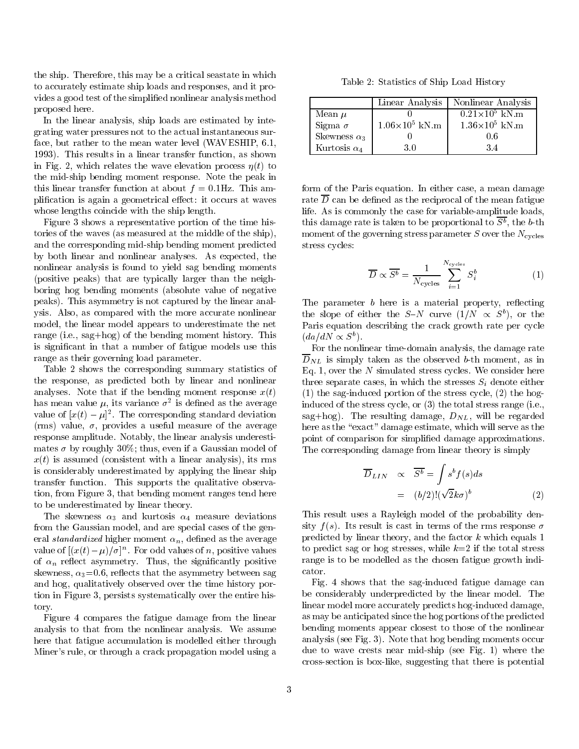the ship. Therefore, this may be a critical seastate in which to accurately estimate ship loads and responses, and it provides a good test of the simplified nonlinear analysis method proposed here.

In the linear analysis, ship loads are estimated by integrating water pressures not to the actual instantaneous surface, but rather to the mean water level (WAVESHIP, 6.1, 1993). This results in a linear transfer function, as shown in Fig. 2, which relates the wave elevation process $\eta(t)$ to the mid-ship bending moment response. Note the peak in this linear transfer function at about $f = 0.1$Hz. This amplification is again a geometrical effect: it occurs at waves whose lengths coincide with the ship length.

Figure 3 shows a representative portion of the time histories of the waves (as measured at the middle of the ship), and the corresponding mid-ship bending moment predicted by both linear and nonlinear analyses. As expected, the nonlinear analysis is found to yield sag bending moments (positive peaks) that are typically larger than the neighboring hog bending moments (absolute value of negative peaks). This asymmetry is not captured by the linear analysis. Also, as compared with the more accurate nonlinear model, the linear model appears to underestimate the net range (i.e., sag+hog) of the bending moment history. This is significant in that a number of fatigue models use this range as their governing load parameter.

Table 2 shows the corresponding summary statistics of the response, as predicted both by linear and nonlinear analyses. Note that if the bending moment response $x(t)$ has mean value $\mu$, its variance $\sigma^2$ is defined as the average value of $[x(t) - \mu]^2$. The corresponding standard deviation (rms) value, $\sigma$, provides a useful measure of the average response amplitude. Notably, the linear analysis underestimates $\sigma$ by roughly 30%; thus, even if a Gaussian model of $x(t)$ is assumed (consistent with a linear analysis), its rms is considerably underestimated by applying the linear ship transfer function. This supports the qualitative observation, from Figure 3, that bending moment ranges tend here to be underestimated by linear theory.

The skewness $\alpha_3$ and kurtosis $\alpha_4$ measure deviations from the Gaussian model, and are special cases of the general *standardized* higher moment $\alpha_n$, defined as the average value of $[(x(t) - \mu)/\sigma]^n$. For odd values of $n$, positive values of $\alpha_n$ reflect asymmetry. Thus, the significantly positive skewness, $\alpha_3$=0.6, reflects that the asymmetry between sag and hog, qualitatively observed over the time history portion in Figure 3, persists systematically over the entire history.

Figure 4 compares the fatigue damage from the linear analysis to that from the nonlinear analysis. We assume here that fatigue accumulation is modelled either through Miner's rule, or through a crack propagation model using a form of the Paris equation. In either case, a mean damage rate $\overline{D}$ can be defined as the reciprocal of the mean fatigue life. As is commonly the case for variable-amplitude loads, this damage rate is taken to be proportional to $\overline{S^b}$, the $b$-th moment of the governing stress parameter $S$ over the $N_{\text{cycles}}$ stress cycles:

Table 2: Statistics of Ship Load History

| | Linear Analysis | Nonlinear Analysis |
|---|---|---|
| Mean $\mu$ | 0 | $0.21\times10^5$ kN.m |
| Sigma $\sigma$ | $1.06\times10^5$ kN.m | $1.36\times10^5$ kN.m |
| Skewness $\alpha_3$ | 0 | 0.6 |
| Kurtosis $\alpha_4$ | 3.0 | 3.4 |

$$\overline{D} \propto \overline{S^b} = \frac{1}{N_{\text{cycles}}} \sum_{i=1}^{N_{\text{cycles}}} S_i^b \tag{1}$$

The parameter $b$ here is a material property, reflecting the slope of either the $S$–$N$ curve ($1/N \propto S^b$), or the Paris equation describing the crack growth rate per cycle ($da/dN \propto S^b$).

For the nonlinear time-domain analysis, the damage rate $\overline{D}_{NL}$ is simply taken as the observed $b$-th moment, as in Eq. 1, over the $N$ simulated stress cycles. We consider here three separate cases, in which the stresses $S_i$ denote either (1) the sag-induced portion of the stress cycle, (2) the hog-induced of the stress cycle, or (3) the total stress range (i.e., sag+hog). The resulting damage, $D_{NL}$, will be regarded here as the "exact" damage estimate, which will serve as the point of comparison for simplified damage approximations. The corresponding damage from linear theory is simply

$$\begin{aligned} \overline{D}_{LIN} &\propto \overline{S^b} = \int s^b f(s) ds \\ &= (b/2)!(\sqrt{2}k\sigma)^b \end{aligned} \tag{2}$$

This result uses a Rayleigh model of the probability density $f(s)$. Its result is cast in terms of the rms response $\sigma$ predicted by linear theory, and the factor $k$ which equals 1 to predict sag or hog stresses, while $k$=2 if the total stress range is to be modelled as the chosen fatigue growth indicator.

Fig. 4 shows that the sag-induced fatigue damage can be considerably underpredicted by the linear model. The linear model more accurately predicts hog-induced damage, as may be anticipated since the hog portions of the predicted bending moments appear closest to those of the nonlinear analysis (see Fig. 3). Note that hog bending moments occur due to wave crests near mid-ship (see Fig. 1) where the cross-section is box-like, suggesting that there is potential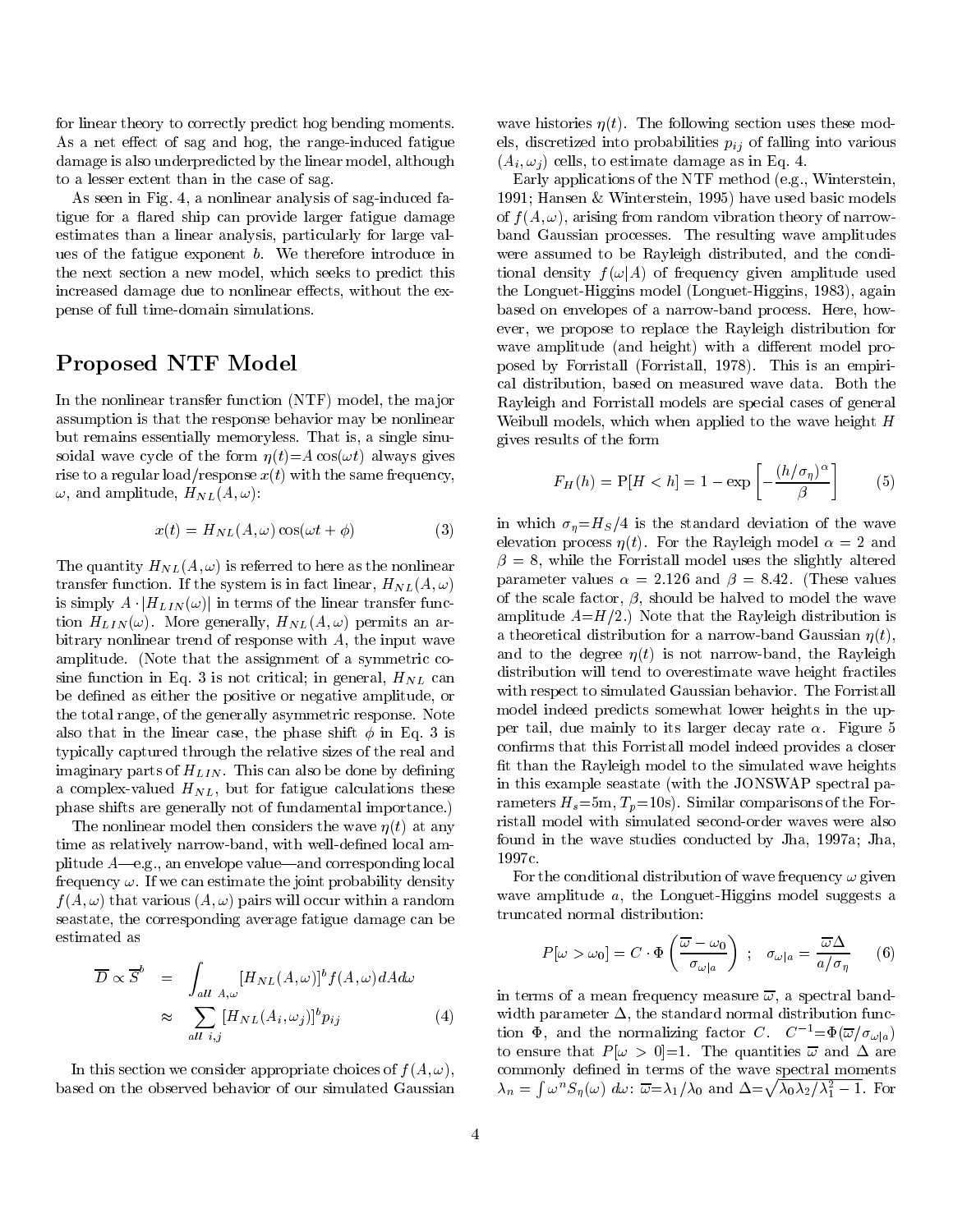for linear theory to correctly predict hog bending moments. As a net effect of sag and hog, the range-induced fatigue damage is also underpredicted by the linear model, although to a lesser extent than in the case of sag.

As seen in Fig. 4, a nonlinear analysis of sag-induced fatigue for a flared ship can provide larger fatigue damage estimates than a linear analysis, particularly for large values of the fatigue exponent $b$. We therefore introduce in the next section a new model, which seeks to predict this increased damage due to nonlinear effects, without the expense of full time-domain simulations.

## Proposed NTF Model

In the nonlinear transfer function (NTF) model, the major assumption is that the response behavior may be nonlinear but remains essentially memoryless. That is, a single sinusoidal wave cycle of the form $\eta(t)=A\cos(\omega t)$ always gives rise to a regular load/response $x(t)$ with the same frequency, $\omega$, and amplitude, $H_{NL}(A,\omega)$:

$$x(t) = H_{NL}(A,\omega)\cos(\omega t + \phi) \tag{3}$$

The quantity $H_{NL}(A,\omega)$ is referred to here as the nonlinear transfer function. If the system is in fact linear, $H_{NL}(A,\omega)$ is simply $A \cdot |H_{LIN}(\omega)|$ in terms of the linear transfer function $H_{LIN}(\omega)$. More generally, $H_{NL}(A,\omega)$ permits an arbitrary nonlinear trend of response with $A$, the input wave amplitude. (Note that the assignment of a symmetric cosine function in Eq. 3 is not critical; in general, $H_{NL}$ can be defined as either the positive or negative amplitude, or the total range, of the generally asymmetric response. Note also that in the linear case, the phase shift $\phi$ in Eq. 3 is typically captured through the relative sizes of the real and imaginary parts of $H_{LIN}$. This can also be done by defining a complex-valued $H_{NL}$, but for fatigue calculations these phase shifts are generally not of fundamental importance.)

The nonlinear model then considers the wave $\eta(t)$ at any time as relatively narrow-band, with well-defined local amplitude $A$—e.g., an envelope value—and corresponding local frequency $\omega$. If we can estimate the joint probability density $f(A,\omega)$ that various $(A,\omega)$ pairs will occur within a random seastate, the corresponding average fatigue damage can be estimated as

$$\begin{aligned} \overline{D} \propto \overline{S}^b &= \int_{all\ A,\omega} [H_{NL}(A,\omega)]^b f(A,\omega)\,dA\,d\omega \\ &\approx \sum_{all\ i,j} [H_{NL}(A_i,\omega_j)]^b p_{ij} \end{aligned} \tag{4}$$

In this section we consider appropriate choices of $f(A,\omega)$, based on the observed behavior of our simulated Gaussian wave histories $\eta(t)$. The following section uses these models, discretized into probabilities $p_{ij}$ of falling into various $(A_i,\omega_j)$ cells, to estimate damage as in Eq. 4.

Early applications of the NTF method (e.g., Winterstein, 1991; Hansen & Winterstein, 1995) have used basic models of $f(A,\omega)$, arising from random vibration theory of narrow-band Gaussian processes. The resulting wave amplitudes were assumed to be Rayleigh distributed, and the conditional density $f(\omega|A)$ of frequency given amplitude used the Longuet-Higgins model (Longuet-Higgins, 1983), again based on envelopes of a narrow-band process. Here, however, we propose to replace the Rayleigh distribution for wave amplitude (and height) with a different model proposed by Forristall (Forristall, 1978). This is an empirical distribution, based on measured wave data. Both the Rayleigh and Forristall models are special cases of general Weibull models, which when applied to the wave height $H$ gives results of the form

$$F_H(h) = \mathrm{P}[H<h] = 1 - \exp\left[-\frac{(h/\sigma_\eta)^\alpha}{\beta}\right] \tag{5}$$

in which $\sigma_\eta = H_S/4$ is the standard deviation of the wave elevation process $\eta(t)$. For the Rayleigh model $\alpha = 2$ and $\beta = 8$, while the Forristall model uses the slightly altered parameter values $\alpha = 2.126$ and $\beta = 8.42$. (These values of the scale factor, $\beta$, should be halved to model the wave amplitude $A$=$H/2$.) Note that the Rayleigh distribution is a theoretical distribution for a narrow-band Gaussian $\eta(t)$, and to the degree $\eta(t)$ is not narrow-band, the Rayleigh distribution will tend to overestimate wave height fractiles with respect to simulated Gaussian behavior. The Forristall model indeed predicts somewhat lower heights in the upper tail, due mainly to its larger decay rate $\alpha$. Figure 5 confirms that this Forristall model indeed provides a closer fit than the Rayleigh model to the simulated wave heights in this example seastate (with the JONSWAP spectral parameters $H_s$=5m, $T_p$=10s). Similar comparisons of the Forristall model with simulated second-order waves were also found in the wave studies conducted by Jha, 1997a; Jha, 1997c.

For the conditional distribution of wave frequency $\omega$ given wave amplitude $a$, the Longuet-Higgins model suggests a truncated normal distribution:

$$P[\omega > \omega_0] = C \cdot \Phi\left(\frac{\overline{\omega} - \omega_0}{\sigma_{\omega|a}}\right) \; ; \quad \sigma_{\omega|a} = \frac{\overline{\omega}\Delta}{a/\sigma_\eta} \tag{6}$$

in terms of a mean frequency measure $\overline{\omega}$, a spectral bandwidth parameter $\Delta$, the standard normal distribution function $\Phi$, and the normalizing factor $C$. $C^{-1}$=$\Phi(\overline{\omega}/\sigma_{\omega|a})$ to ensure that $P[\omega>0]$=1. The quantities $\overline{\omega}$ and $\Delta$ are commonly defined in terms of the wave spectral moments $\lambda_n = \int \omega^n S_\eta(\omega)\,d\omega$: $\overline{\omega}$=$\lambda_1/\lambda_0$ and $\Delta$=$\sqrt{\lambda_0\lambda_2/\lambda_1^2 - 1}$. For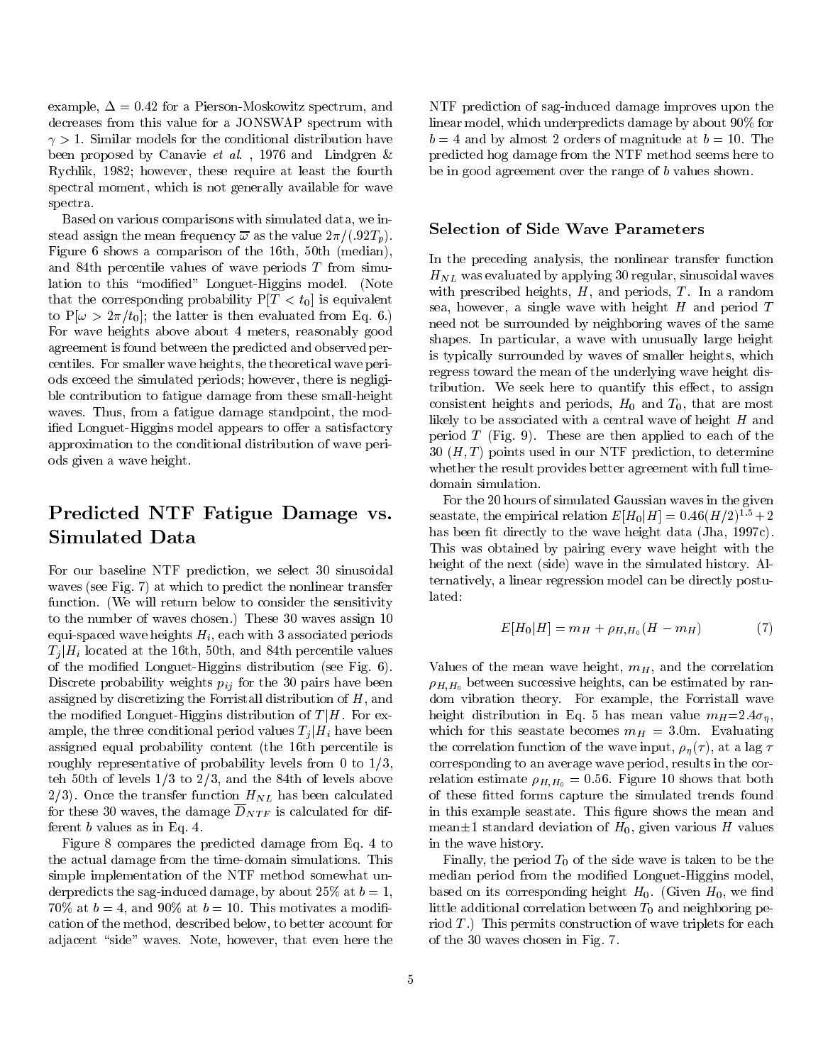example, $\Delta = 0.42$ for a Pierson-Moskowitz spectrum, and decreases from this value for a JONSWAP spectrum with $\gamma > 1$. Similar models for the conditional distribution have been proposed by Canavie *et al.* , 1976 and Lindgren & Rychlik, 1982; however, these require at least the fourth spectral moment, which is not generally available for wave spectra.

Based on various comparisons with simulated data, we instead assign the mean frequency $\overline{\omega}$ as the value $2\pi/(.92T_p)$. Figure 6 shows a comparison of the 16th, 50th (median), and 84th percentile values of wave periods $T$ from simulation to this "modified" Longuet-Higgins model. (Note that the corresponding probability $P[T < t_0]$ is equivalent to $P[\omega > 2\pi/t_0]$; the latter is then evaluated from Eq. 6.) For wave heights above about 4 meters, reasonably good agreement is found between the predicted and observed percentiles. For smaller wave heights, the theoretical wave periods exceed the simulated periods; however, there is negligible contribution to fatigue damage from these small-height waves. Thus, from a fatigue damage standpoint, the modified Longuet-Higgins model appears to offer a satisfactory approximation to the conditional distribution of wave periods given a wave height.

# Predicted NTF Fatigue Damage vs. Simulated Data

For our baseline NTF prediction, we select 30 sinusoidal waves (see Fig. 7) at which to predict the nonlinear transfer function. (We will return below to consider the sensitivity to the number of waves chosen.) These 30 waves assign 10 equi-spaced wave heights $H_i$, each with 3 associated periods $T_j|H_i$ located at the 16th, 50th, and 84th percentile values of the modified Longuet-Higgins distribution (see Fig. 6). Discrete probability weights $p_{ij}$ for the 30 pairs have been assigned by discretizing the Forristall distribution of $H$, and the modified Longuet-Higgins distribution of $T|H$. For example, the three conditional period values $T_j|H_i$ have been assigned equal probability content (the 16th percentile is roughly representative of probability levels from 0 to 1/3, teh 50th of levels 1/3 to 2/3, and the 84th of levels above 2/3). Once the transfer function $H_{NL}$ has been calculated for these 30 waves, the damage $\overline{D}_{NTF}$ is calculated for different $b$ values as in Eq. 4.

Figure 8 compares the predicted damage from Eq. 4 to the actual damage from the time-domain simulations. This simple implementation of the NTF method somewhat underpredicts the sag-induced damage, by about 25% at $b = 1$, 70% at $b = 4$, and 90% at $b = 10$. This motivates a modification of the method, described below, to better account for adjacent "side" waves. Note, however, that even here the NTF prediction of sag-induced damage improves upon the linear model, which underpredicts damage by about 90% for $b = 4$ and by almost 2 orders of magnitude at $b = 10$. The predicted hog damage from the NTF method seems here to be in good agreement over the range of $b$ values shown.

## Selection of Side Wave Parameters

In the preceding analysis, the nonlinear transfer function $H_{NL}$ was evaluated by applying 30 regular, sinusoidal waves with prescribed heights, $H$, and periods, $T$. In a random sea, however, a single wave with height $H$ and period $T$ need not be surrounded by neighboring waves of the same shapes. In particular, a wave with unusually large height is typically surrounded by waves of smaller heights, which regress toward the mean of the underlying wave height distribution. We seek here to quantify this effect, to assign consistent heights and periods, $H_0$ and $T_0$, that are most likely to be associated with a central wave of height $H$ and period $T$ (Fig. 9). These are then applied to each of the 30 $(H, T)$ points used in our NTF prediction, to determine whether the result provides better agreement with full time-domain simulation.

For the 20 hours of simulated Gaussian waves in the given seastate, the empirical relation $E[H_0|H] = 0.46(H/2)^{1.5} + 2$ has been fit directly to the wave height data (Jha, 1997c). This was obtained by pairing every wave height with the height of the next (side) wave in the simulated history. Alternatively, a linear regression model can be directly postulated:

$$E[H_0|H] = m_H + \rho_{H,H_0}(H - m_H) \tag{7}$$

Values of the mean wave height, $m_H$, and the correlation $\rho_{H,H_0}$ between successive heights, can be estimated by random vibration theory. For example, the Forristall wave height distribution in Eq. 5 has mean value $m_H$=$2.4\sigma_\eta$, which for this seastate becomes $m_H = 3.0$m. Evaluating the correlation function of the wave input, $\rho_\eta(\tau)$, at a lag $\tau$ corresponding to an average wave period, results in the correlation estimate $\rho_{H,H_0} = 0.56$. Figure 10 shows that both of these fitted forms capture the simulated trends found in this example seastate. This figure shows the mean and mean$\pm$1 standard deviation of $H_0$, given various $H$ values in the wave history.

Finally, the period $T_0$ of the side wave is taken to be the median period from the modified Longuet-Higgins model, based on its corresponding height $H_0$. (Given $H_0$, we find little additional correlation between $T_0$ and neighboring period $T$.) This permits construction of wave triplets for each of the 30 waves chosen in Fig. 7.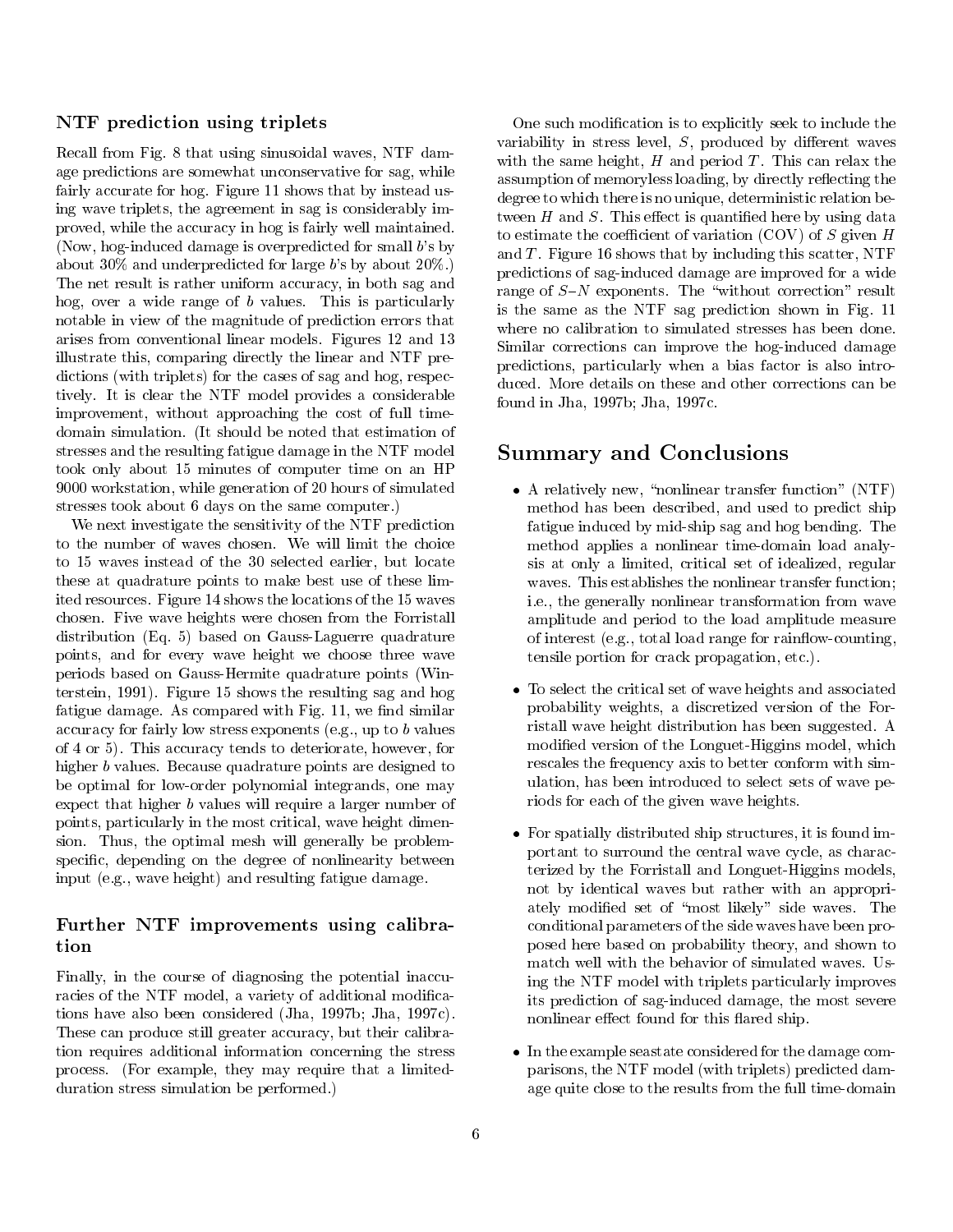### NTF prediction using triplets

Recall from Fig. 8 that using sinusoidal waves, NTF damage predictions are somewhat unconservative for sag, while fairly accurate for hog. Figure 11 shows that by instead using wave triplets, the agreement in sag is considerably improved, while the accuracy in hog is fairly well maintained. (Now, hog-induced damage is overpredicted for small $b$'s by about 30% and underpredicted for large $b$'s by about 20%.) The net result is rather uniform accuracy, in both sag and hog, over a wide range of $b$ values. This is particularly notable in view of the magnitude of prediction errors that arises from conventional linear models. Figures 12 and 13 illustrate this, comparing directly the linear and NTF predictions (with triplets) for the cases of sag and hog, respectively. It is clear the NTF model provides a considerable improvement, without approaching the cost of full time-domain simulation. (It should be noted that estimation of stresses and the resulting fatigue damage in the NTF model took only about 15 minutes of computer time on an HP 9000 workstation, while generation of 20 hours of simulated stresses took about 6 days on the same computer.)

We next investigate the sensitivity of the NTF prediction to the number of waves chosen. We will limit the choice to 15 waves instead of the 30 selected earlier, but locate these at quadrature points to make best use of these limited resources. Figure 14 shows the locations of the 15 waves chosen. Five wave heights were chosen from the Forristall distribution (Eq. 5) based on Gauss-Laguerre quadrature points, and for every wave height we choose three wave periods based on Gauss-Hermite quadrature points (Winterstein, 1991). Figure 15 shows the resulting sag and hog fatigue damage. As compared with Fig. 11, we find similar accuracy for fairly low stress exponents (e.g., up to $b$ values of 4 or 5). This accuracy tends to deteriorate, however, for higher $b$ values. Because quadrature points are designed to be optimal for low-order polynomial integrands, one may expect that higher $b$ values will require a larger number of points, particularly in the most critical, wave height dimension. Thus, the optimal mesh will generally be problem-specific, depending on the degree of nonlinearity between input (e.g., wave height) and resulting fatigue damage.

### Further NTF improvements using calibration

Finally, in the course of diagnosing the potential inaccuracies of the NTF model, a variety of additional modifications have also been considered (Jha, 1997b; Jha, 1997c). These can produce still greater accuracy, but their calibration requires additional information concerning the stress process. (For example, they may require that a limited-duration stress simulation be performed.)

One such modification is to explicitly seek to include the variability in stress level, $S$, produced by different waves with the same height, $H$ and period $T$. This can relax the assumption of memoryless loading, by directly reflecting the degree to which there is no unique, deterministic relation between $H$ and $S$. This effect is quantified here by using data to estimate the coefficient of variation (COV) of $S$ given $H$ and $T$. Figure 16 shows that by including this scatter, NTF predictions of sag-induced damage are improved for a wide range of $S$–$N$ exponents. The "without correction" result is the same as the NTF sag prediction shown in Fig. 11 where no calibration to simulated stresses has been done. Similar corrections can improve the hog-induced damage predictions, particularly when a bias factor is also introduced. More details on these and other corrections can be found in Jha, 1997b; Jha, 1997c.

## Summary and Conclusions

- A relatively new, "nonlinear transfer function" (NTF) method has been described, and used to predict ship fatigue induced by mid-ship sag and hog bending. The method applies a nonlinear time-domain load analysis at only a limited, critical set of idealized, regular waves. This establishes the nonlinear transfer function; i.e., the generally nonlinear transformation from wave amplitude and period to the load amplitude measure of interest (e.g., total load range for rainflow-counting, tensile portion for crack propagation, etc.).

- To select the critical set of wave heights and associated probability weights, a discretized version of the Forristall wave height distribution has been suggested. A modified version of the Longuet-Higgins model, which rescales the frequency axis to better conform with simulation, has been introduced to select sets of wave periods for each of the given wave heights.

- For spatially distributed ship structures, it is found important to surround the central wave cycle, as characterized by the Forristall and Longuet-Higgins models, not by identical waves but rather with an appropriately modified set of "most likely" side waves. The conditional parameters of the side waves have been proposed here based on probability theory, and shown to match well with the behavior of simulated waves. Using the NTF model with triplets particularly improves its prediction of sag-induced damage, the most severe nonlinear effect found for this flared ship.

- In the example seastate considered for the damage comparisons, the NTF model (with triplets) predicted damage quite close to the results from the full time-domain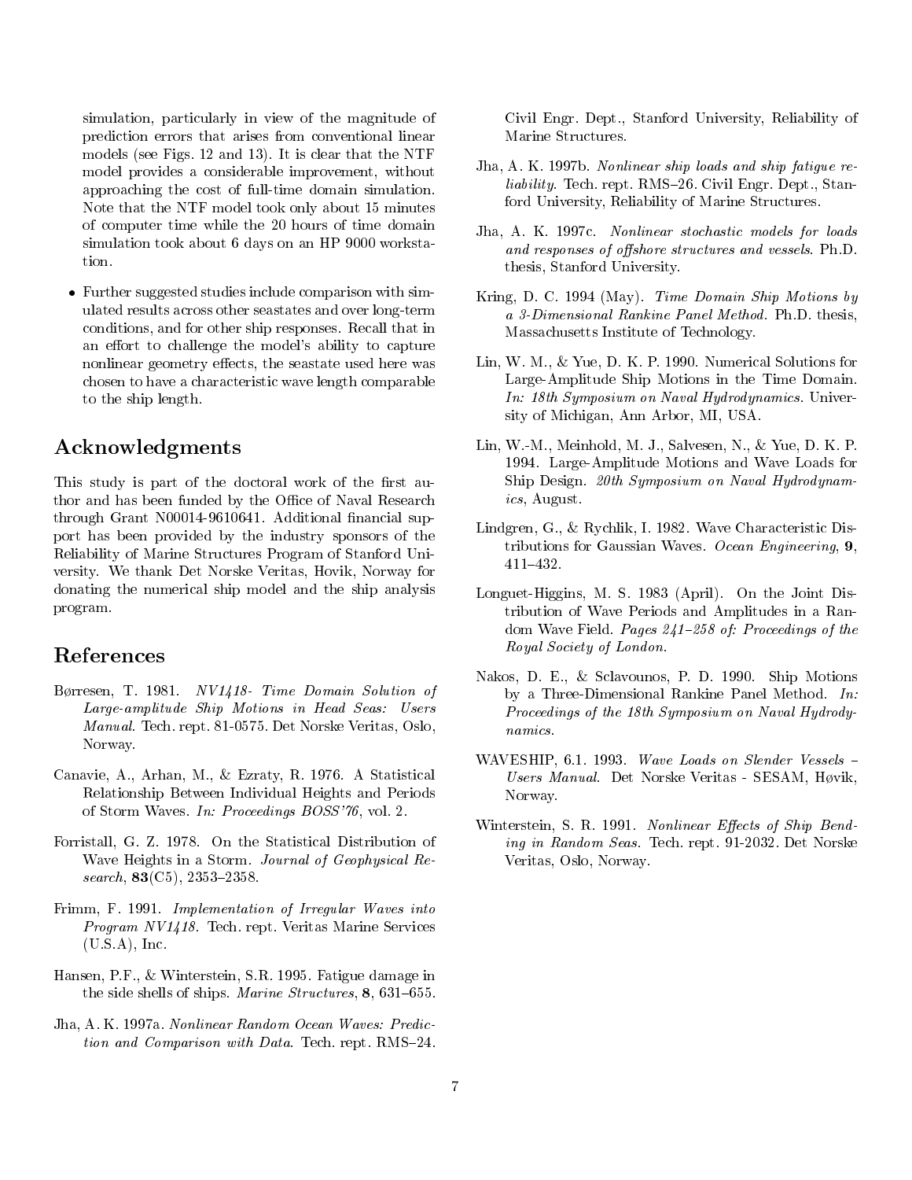simulation, particularly in view of the magnitude of prediction errors that arises from conventional linear models (see Figs. 12 and 13). It is clear that the NTF model provides a considerable improvement, without approaching the cost of full-time domain simulation. Note that the NTF model took only about 15 minutes of computer time while the 20 hours of time domain simulation took about 6 days on an HP 9000 workstation.

- Further suggested studies include comparison with simulated results across other seastates and over long-term conditions, and for other ship responses. Recall that in an effort to challenge the model's ability to capture nonlinear geometry effects, the seastate used here was chosen to have a characteristic wave length comparable to the ship length.

## Acknowledgments

This study is part of the doctoral work of the first author and has been funded by the Office of Naval Research through Grant N00014-9610641. Additional financial support has been provided by the industry sponsors of the Reliability of Marine Structures Program of Stanford University. We thank Det Norske Veritas, Hovik, Norway for donating the numerical ship model and the ship analysis program.

## References

Børresen, T. 1981. *NV1418- Time Domain Solution of Large-amplitude Ship Motions in Head Seas: Users Manual*. Tech. rept. 81-0575. Det Norske Veritas, Oslo, Norway.

Canavie, A., Arhan, M., & Ezraty, R. 1976. A Statistical Relationship Between Individual Heights and Periods of Storm Waves. *In: Proceedings BOSS'76*, vol. 2.

Forristall, G. Z. 1978. On the Statistical Distribution of Wave Heights in a Storm. *Journal of Geophysical Research*, **83**(C5), 2353–2358.

Frimm, F. 1991. *Implementation of Irregular Waves into Program NV1418*. Tech. rept. Veritas Marine Services (U.S.A), Inc.

Hansen, P.F., & Winterstein, S.R. 1995. Fatigue damage in the side shells of ships. *Marine Structures*, **8**, 631–655.

Jha, A. K. 1997a. *Nonlinear Random Ocean Waves: Prediction and Comparison with Data*. Tech. rept. RMS–24. Civil Engr. Dept., Stanford University, Reliability of Marine Structures.

Jha, A. K. 1997b. *Nonlinear ship loads and ship fatigue reliability*. Tech. rept. RMS–26. Civil Engr. Dept., Stanford University, Reliability of Marine Structures.

Jha, A. K. 1997c. *Nonlinear stochastic models for loads and responses of offshore structures and vessels*. Ph.D. thesis, Stanford University.

Kring, D. C. 1994 (May). *Time Domain Ship Motions by a 3-Dimensional Rankine Panel Method*. Ph.D. thesis, Massachusetts Institute of Technology.

Lin, W. M., & Yue, D. K. P. 1990. Numerical Solutions for Large-Amplitude Ship Motions in the Time Domain. *In: 18th Symposium on Naval Hydrodynamics*. University of Michigan, Ann Arbor, MI, USA.

Lin, W.-M., Meinhold, M. J., Salvesen, N., & Yue, D. K. P. 1994. Large-Amplitude Motions and Wave Loads for Ship Design. *20th Symposium on Naval Hydrodynamics*, August.

Lindgren, G., & Rychlik, I. 1982. Wave Characteristic Distributions for Gaussian Waves. *Ocean Engineering*, **9**, 411–432.

Longuet-Higgins, M. S. 1983 (April). On the Joint Distribution of Wave Periods and Amplitudes in a Random Wave Field. *Pages 241–258 of: Proceedings of the Royal Society of London*.

Nakos, D. E., & Sclavounos, P. D. 1990. Ship Motions by a Three-Dimensional Rankine Panel Method. *In: Proceedings of the 18th Symposium on Naval Hydrodynamics*.

WAVESHIP, 6.1. 1993. *Wave Loads on Slender Vessels – Users Manual*. Det Norske Veritas - SESAM, Høvik, Norway.

Winterstein, S. R. 1991. *Nonlinear Effects of Ship Bending in Random Seas*. Tech. rept. 91-2032. Det Norske Veritas, Oslo, Norway.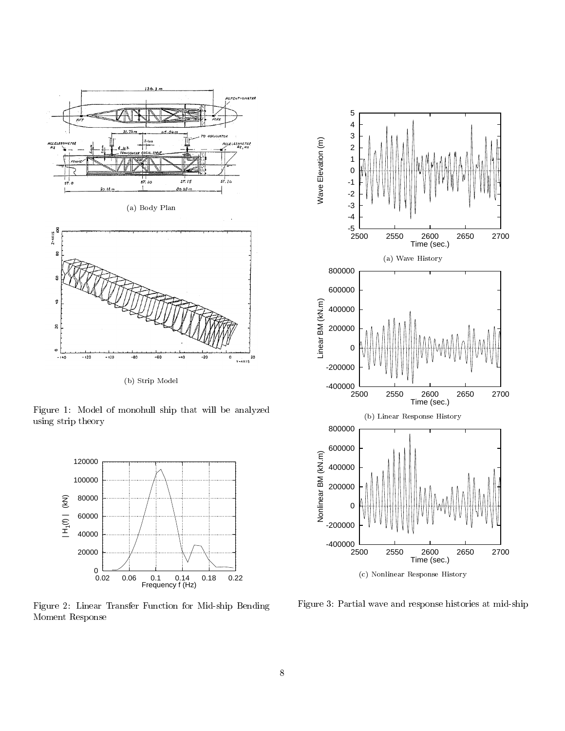(a) Body Plan

(b) Strip Model

Figure 1: Model of monohull ship that will be analyzed using strip theory

Figure 2: Linear Transfer Function for Mid-ship Bending Moment Response

(a) Wave History

(b) Linear Response History

(c) Nonlinear Response History

Figure 3: Partial wave and response histories at mid-ship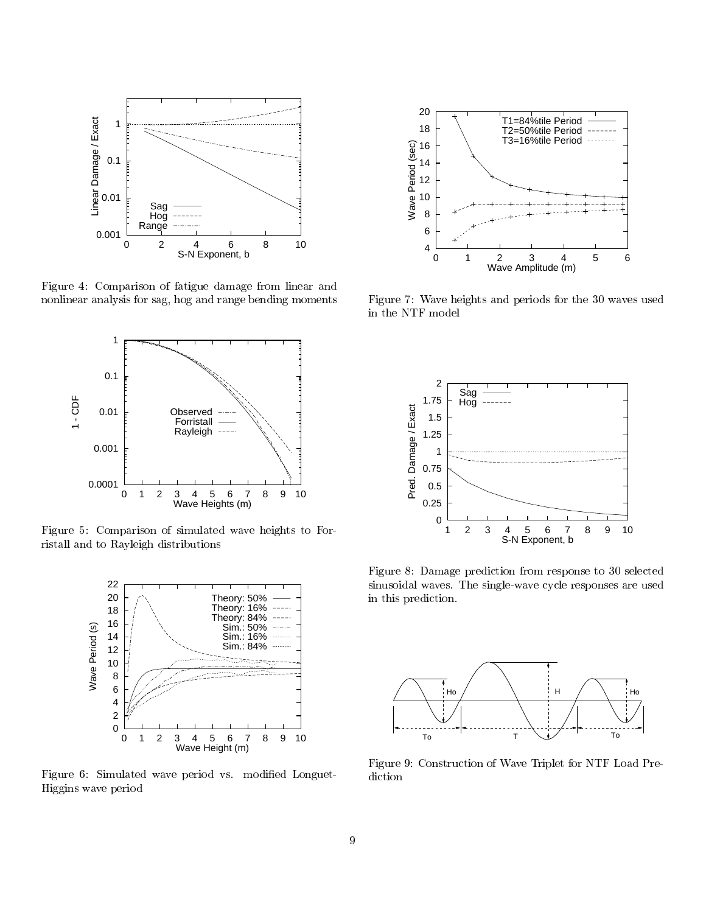Figure 4: Comparison of fatigue damage from linear and nonlinear analysis for sag, hog and range bending moments

Figure 5: Comparison of simulated wave heights to Forristall and to Rayleigh distributions

Figure 6: Simulated wave period vs. modified Longuet-Higgins wave period

Figure 7: Wave heights and periods for the 30 waves used in the NTF model

Figure 8: Damage prediction from response to 30 selected sinusoidal waves. The single-wave cycle responses are used in this prediction.

Figure 9: Construction of Wave Triplet for NTF Load Prediction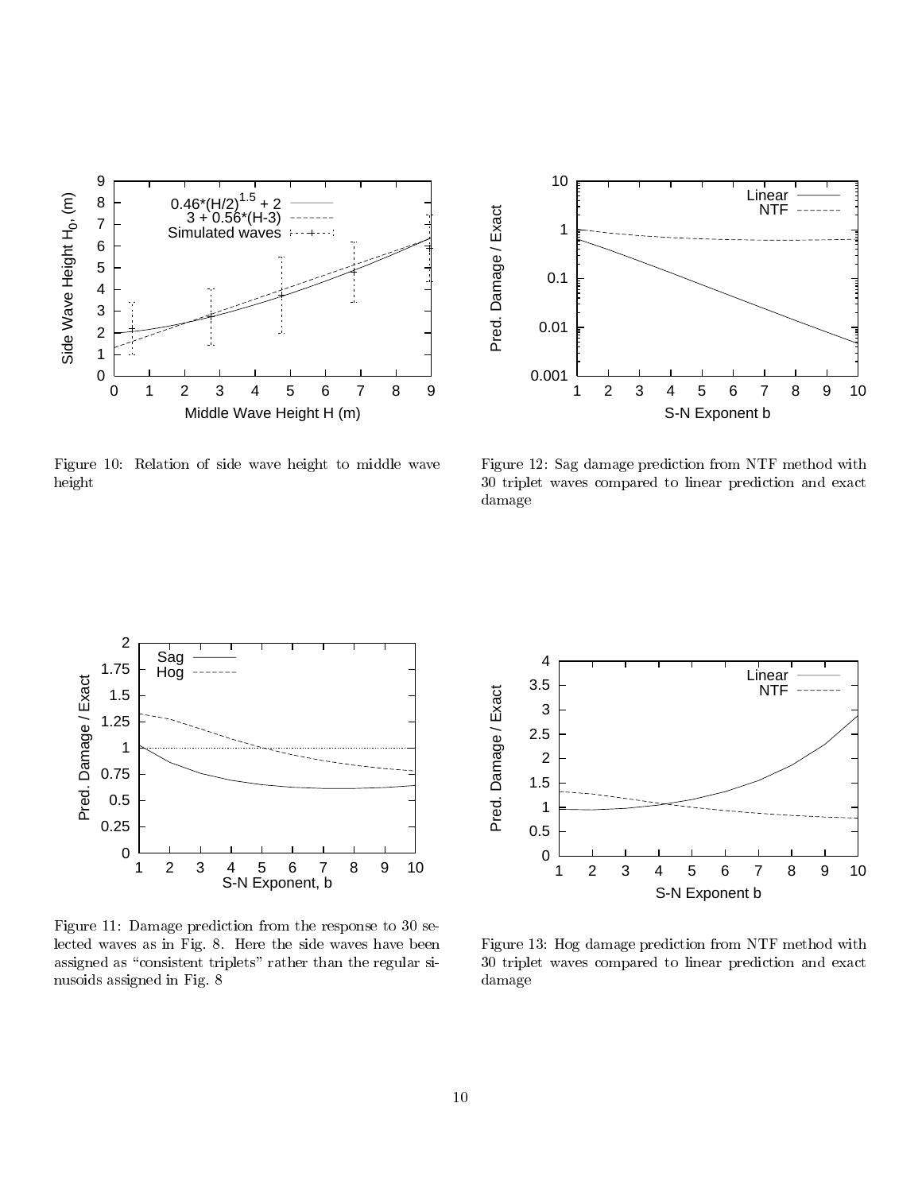Figure 10: Relation of side wave height to middle wave height

Figure 12: Sag damage prediction from NTF method with 30 triplet waves compared to linear prediction and exact damage

Figure 11: Damage prediction from the response to 30 selected waves as in Fig. 8. Here the side waves have been assigned as "consistent triplets" rather than the regular sinusoids assigned in Fig. 8

Figure 13: Hog damage prediction from NTF method with 30 triplet waves compared to linear prediction and exact damage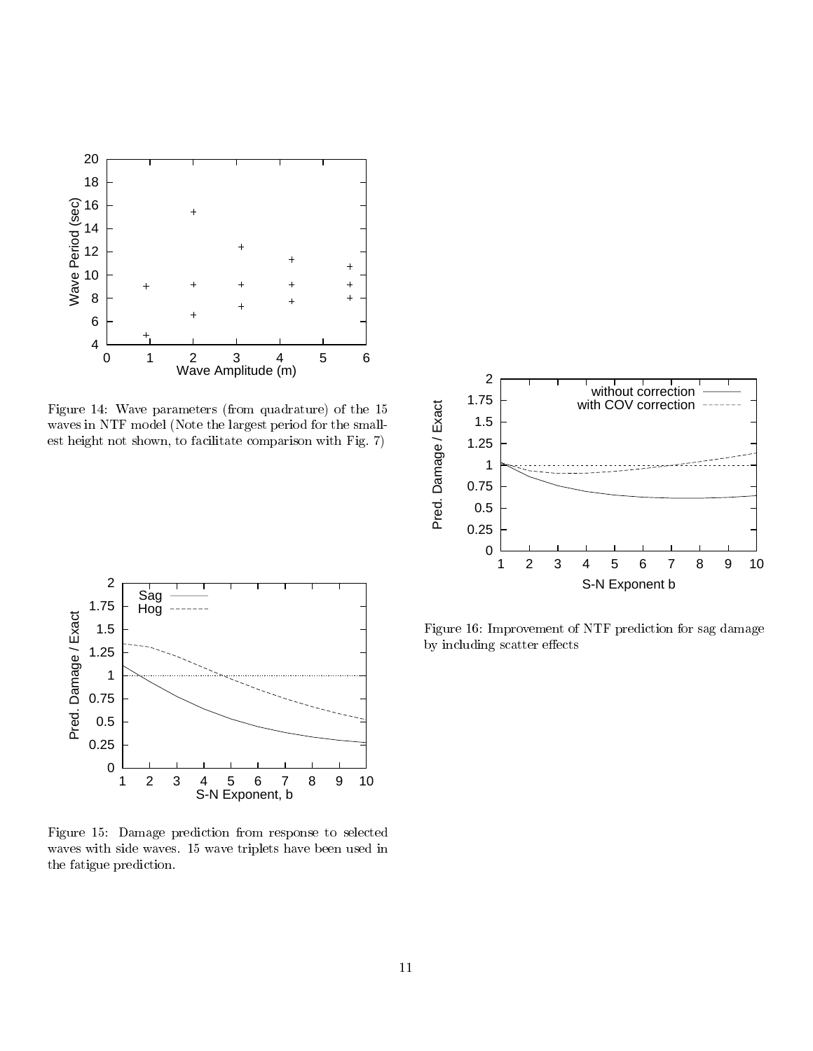20
18
16
14
12
10
8
6
4
Wave Period (sec)
0 1 2 3 4 5 6
Wave Amplitude (m)

Figure 14: Wave parameters (from quadrature) of the 15 waves in NTF model (Note the largest period for the smallest height not shown, to facilitate comparison with Fig. 7)

2
1.75
1.5
1.25
1
0.75
0.5
0.25
0
Pred. Damage / Exact
without correction
with COV correction
1 2 3 4 5 6 7 8 9 10
S-N Exponent b

Figure 16: Improvement of NTF prediction for sag damage by including scatter effects

2
1.75
1.5
1.25
1
0.75
0.5
0.25
0
Pred. Damage / Exact
Sag
Hog
1 2 3 4 5 6 7 8 9 10
S-N Exponent, b

Figure 15: Damage prediction from response to selected waves with side waves. 15 wave triplets have been used in the fatigue prediction.